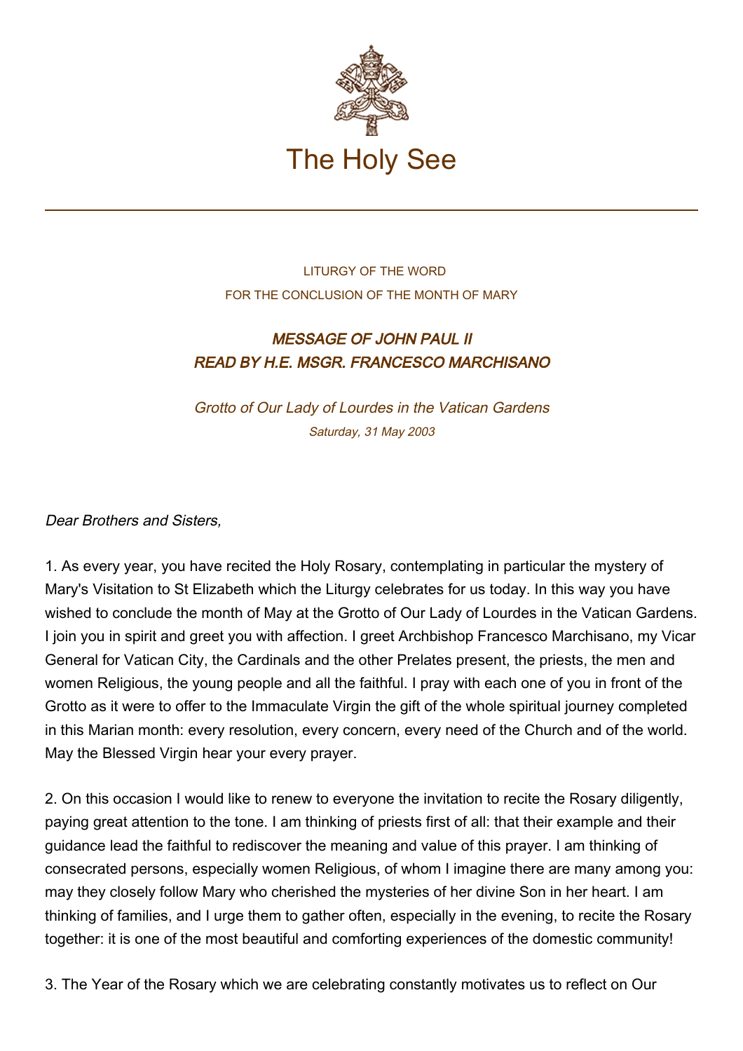# The Holy See

LITURGY OF THE WORD
FOR THE CONCLUSION OF THE MONTH OF MARY

## *MESSAGE OF JOHN PAUL II READ BY H.E. MSGR. FRANCESCO MARCHISANO*

*Grotto of Our Lady of Lourdes in the Vatican Gardens*
*Saturday, 31 May 2003*

*Dear Brothers and Sisters,*

1. As every year, you have recited the Holy Rosary, contemplating in particular the mystery of Mary's Visitation to St Elizabeth which the Liturgy celebrates for us today. In this way you have wished to conclude the month of May at the Grotto of Our Lady of Lourdes in the Vatican Gardens. I join you in spirit and greet you with affection. I greet Archbishop Francesco Marchisano, my Vicar General for Vatican City, the Cardinals and the other Prelates present, the priests, the men and women Religious, the young people and all the faithful. I pray with each one of you in front of the Grotto as it were to offer to the Immaculate Virgin the gift of the whole spiritual journey completed in this Marian month: every resolution, every concern, every need of the Church and of the world. May the Blessed Virgin hear your every prayer.

2. On this occasion I would like to renew to everyone the invitation to recite the Rosary diligently, paying great attention to the tone. I am thinking of priests first of all: that their example and their guidance lead the faithful to rediscover the meaning and value of this prayer. I am thinking of consecrated persons, especially women Religious, of whom I imagine there are many among you: may they closely follow Mary who cherished the mysteries of her divine Son in her heart. I am thinking of families, and I urge them to gather often, especially in the evening, to recite the Rosary together: it is one of the most beautiful and comforting experiences of the domestic community!

3. The Year of the Rosary which we are celebrating constantly motivates us to reflect on Our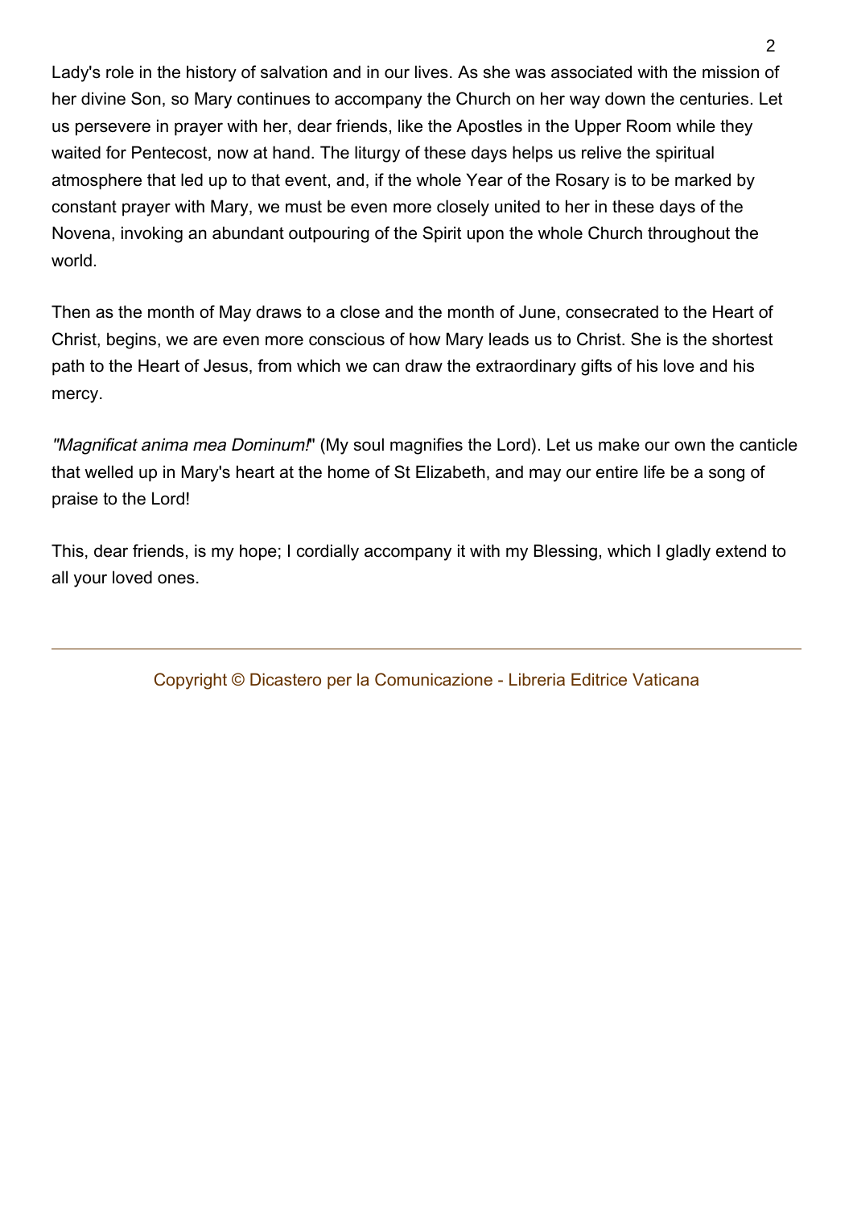Lady's role in the history of salvation and in our lives. As she was associated with the mission of her divine Son, so Mary continues to accompany the Church on her way down the centuries. Let us persevere in prayer with her, dear friends, like the Apostles in the Upper Room while they waited for Pentecost, now at hand. The liturgy of these days helps us relive the spiritual atmosphere that led up to that event, and, if the whole Year of the Rosary is to be marked by constant prayer with Mary, we must be even more closely united to her in these days of the Novena, invoking an abundant outpouring of the Spirit upon the whole Church throughout the world.

Then as the month of May draws to a close and the month of June, consecrated to the Heart of Christ, begins, we are even more conscious of how Mary leads us to Christ. She is the shortest path to the Heart of Jesus, from which we can draw the extraordinary gifts of his love and his mercy.

*"Magnificat anima mea Dominum!*" (My soul magnifies the Lord). Let us make our own the canticle that welled up in Mary's heart at the home of St Elizabeth, and may our entire life be a song of praise to the Lord!

This, dear friends, is my hope; I cordially accompany it with my Blessing, which I gladly extend to all your loved ones.

---

Copyright © Dicastero per la Comunicazione - Libreria Editrice Vaticana